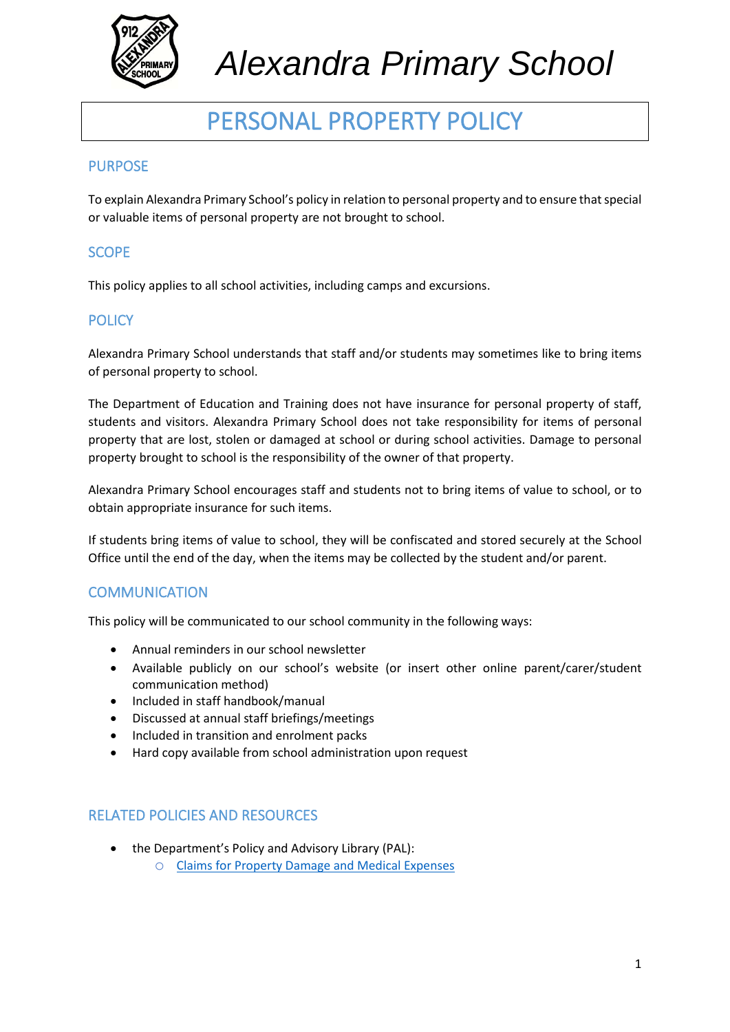# Alexandra Primary School

## PERSONAL PROPERTY POLICY

### PURPOSE

To explain Alexandra Primary School's policy in relation to personal property and to ensure that special or valuable items of personal property are not brought to school.

### SCOPE

This policy applies to all school activities, including camps and excursions.

### POLICY

Alexandra Primary School understands that staff and/or students may sometimes like to bring items of personal property to school.

The Department of Education and Training does not have insurance for personal property of staff, students and visitors. Alexandra Primary School does not take responsibility for items of personal property that are lost, stolen or damaged at school or during school activities. Damage to personal property brought to school is the responsibility of the owner of that property.

Alexandra Primary School encourages staff and students not to bring items of value to school, or to obtain appropriate insurance for such items.

If students bring items of value to school, they will be confiscated and stored securely at the School Office until the end of the day, when the items may be collected by the student and/or parent.

### COMMUNICATION

This policy will be communicated to our school community in the following ways:

- Annual reminders in our school newsletter
- Available publicly on our school's website (or insert other online parent/carer/student communication method)
- Included in staff handbook/manual
- Discussed at annual staff briefings/meetings
- Included in transition and enrolment packs
- Hard copy available from school administration upon request

### RELATED POLICIES AND RESOURCES

- the Department's Policy and Advisory Library (PAL):
  - Claims for Property Damage and Medical Expenses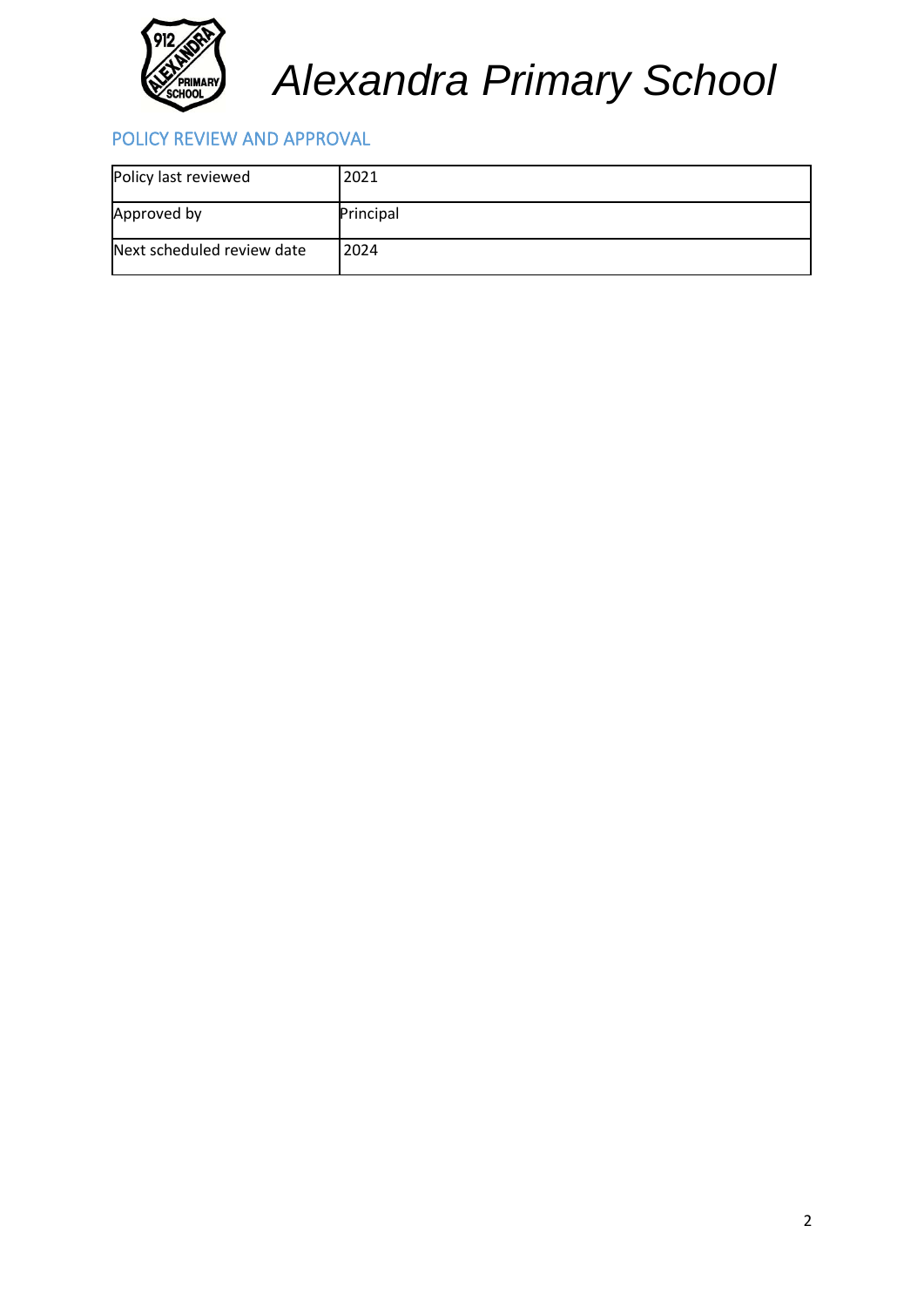# Alexandra Primary School

## POLICY REVIEW AND APPROVAL

| | |
|---|---|
| Policy last reviewed | 2021 |
| Approved by | Principal |
| Next scheduled review date | 2024 |